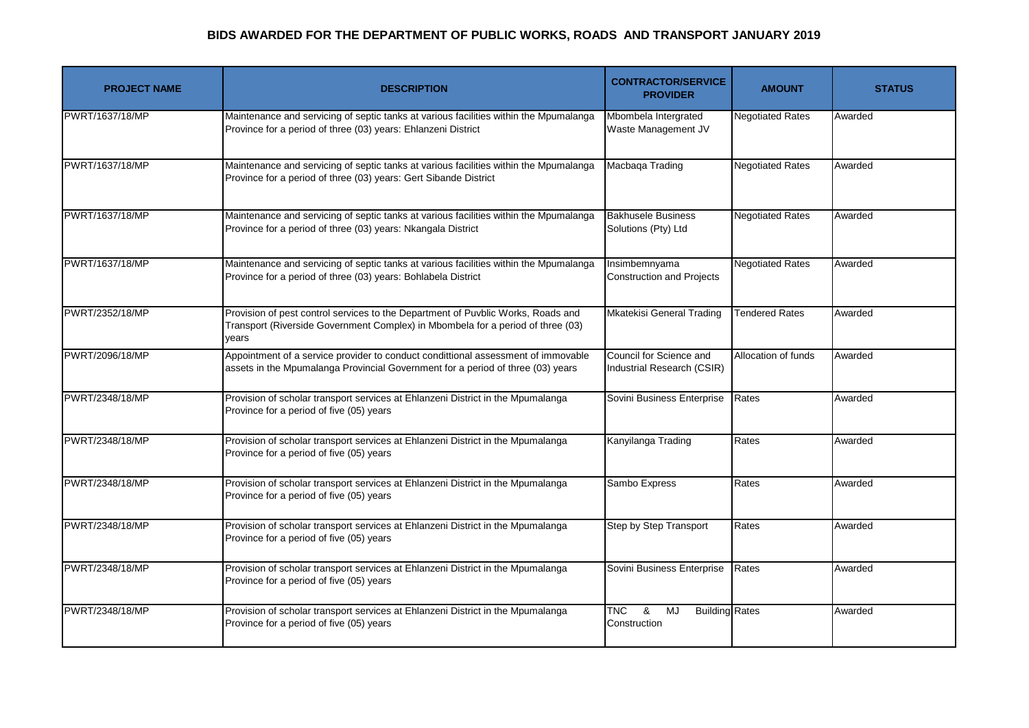# BIDS AWARDED FOR THE DEPARTMENT OF PUBLIC WORKS, ROADS AND TRANSPORT JANUARY 2019

| PROJECT NAME | DESCRIPTION | CONTRACTOR/SERVICE PROVIDER | AMOUNT | STATUS |
|---|---|---|---|---|
| PWRT/1637/18/MP | Maintenance and servicing of septic tanks at various facilities within the Mpumalanga Province for a period of three (03) years: Ehlanzeni District | Mbombela Intergrated Waste Management JV | Negotiated Rates | Awarded |
| PWRT/1637/18/MP | Maintenance and servicing of septic tanks at various facilities within the Mpumalanga Province for a period of three (03) years: Gert Sibande District | Macbaqa Trading | Negotiated Rates | Awarded |
| PWRT/1637/18/MP | Maintenance and servicing of septic tanks at various facilities within the Mpumalanga Province for a period of three (03) years: Nkangala District | Bakhusele Business Solutions (Pty) Ltd | Negotiated Rates | Awarded |
| PWRT/1637/18/MP | Maintenance and servicing of septic tanks at various facilities within the Mpumalanga Province for a period of three (03) years: Bohlabela District | Insimbemnyama Construction and Projects | Negotiated Rates | Awarded |
| PWRT/2352/18/MP | Provision of pest control services to the Department of Puvblic Works, Roads and Transport (Riverside Government Complex) in Mbombela for a period of three (03) years | Mkatekisi General Trading | Tendered Rates | Awarded |
| PWRT/2096/18/MP | Appointment of a service provider to conduct condittional assessment of immovable assets in the Mpumalanga Provincial Government for a period of three (03) years | Council for Science and Industrial Research (CSIR) | Allocation of funds | Awarded |
| PWRT/2348/18/MP | Provision of scholar transport services at Ehlanzeni District in the Mpumalanga Province for a period of five (05) years | Sovini Business Enterprise | Rates | Awarded |
| PWRT/2348/18/MP | Provision of scholar transport services at Ehlanzeni District in the Mpumalanga Province for a period of five (05) years | Kanyilanga Trading | Rates | Awarded |
| PWRT/2348/18/MP | Provision of scholar transport services at Ehlanzeni District in the Mpumalanga Province for a period of five (05) years | Sambo Express | Rates | Awarded |
| PWRT/2348/18/MP | Provision of scholar transport services at Ehlanzeni District in the Mpumalanga Province for a period of five (05) years | Step by Step Transport | Rates | Awarded |
| PWRT/2348/18/MP | Provision of scholar transport services at Ehlanzeni District in the Mpumalanga Province for a period of five (05) years | Sovini Business Enterprise | Rates | Awarded |
| PWRT/2348/18/MP | Provision of scholar transport services at Ehlanzeni District in the Mpumalanga Province for a period of five (05) years | TNC & MJ Building Construction | Rates | Awarded |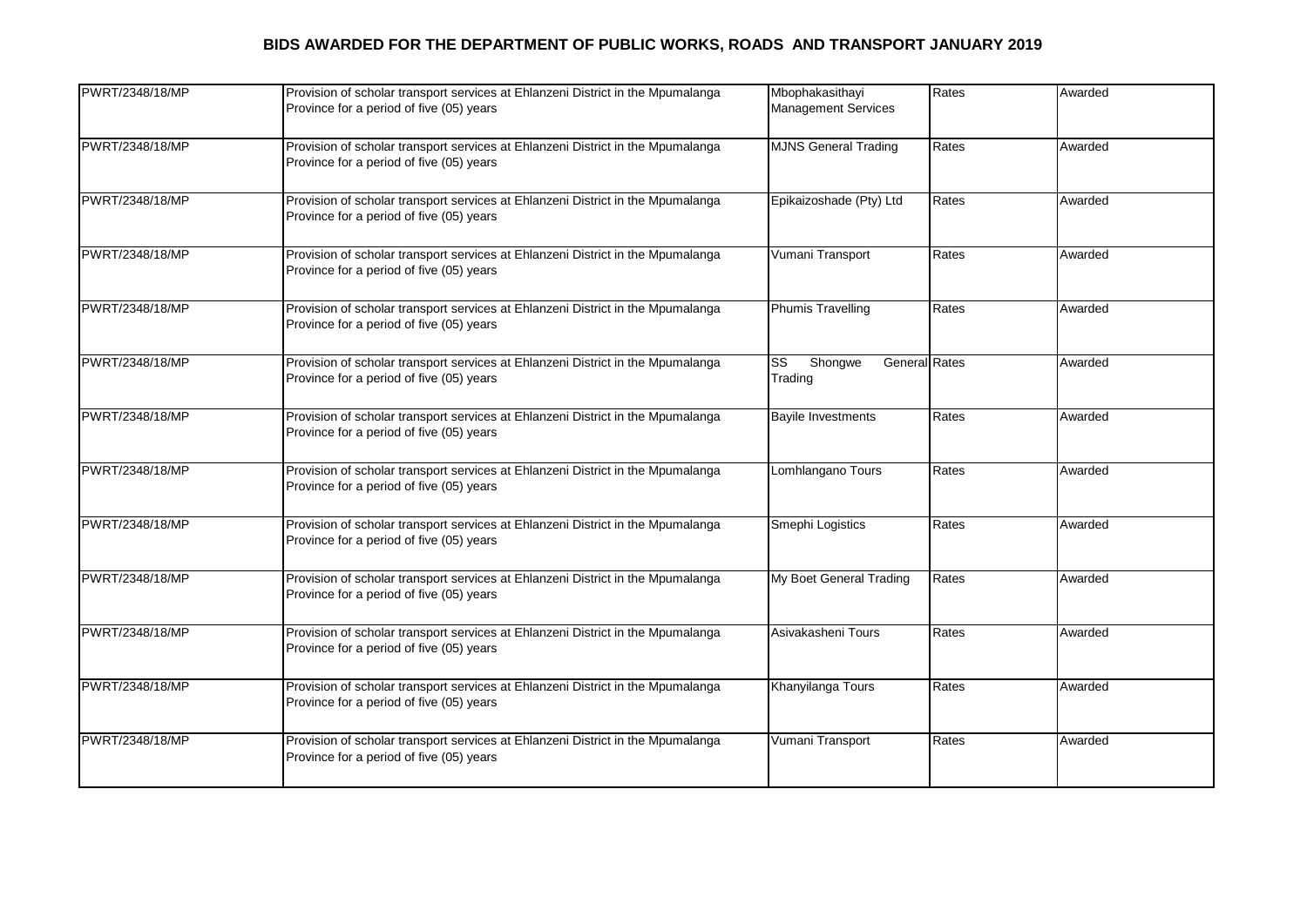# BIDS AWARDED FOR THE DEPARTMENT OF PUBLIC WORKS, ROADS AND TRANSPORT JANUARY 2019

| | | | | |
|---|---|---|---|---|
| PWRT/2348/18/MP | Provision of scholar transport services at Ehlanzeni District in the Mpumalanga Province for a period of five (05) years | Mbophakasithayi Management Services | Rates | Awarded |
| PWRT/2348/18/MP | Provision of scholar transport services at Ehlanzeni District in the Mpumalanga Province for a period of five (05) years | MJNS General Trading | Rates | Awarded |
| PWRT/2348/18/MP | Provision of scholar transport services at Ehlanzeni District in the Mpumalanga Province for a period of five (05) years | Epikaizoshade (Pty) Ltd | Rates | Awarded |
| PWRT/2348/18/MP | Provision of scholar transport services at Ehlanzeni District in the Mpumalanga Province for a period of five (05) years | Vumani Transport | Rates | Awarded |
| PWRT/2348/18/MP | Provision of scholar transport services at Ehlanzeni District in the Mpumalanga Province for a period of five (05) years | Phumis Travelling | Rates | Awarded |
| PWRT/2348/18/MP | Provision of scholar transport services at Ehlanzeni District in the Mpumalanga Province for a period of five (05) years | SS Shongwe General Trading | Rates | Awarded |
| PWRT/2348/18/MP | Provision of scholar transport services at Ehlanzeni District in the Mpumalanga Province for a period of five (05) years | Bayile Investments | Rates | Awarded |
| PWRT/2348/18/MP | Provision of scholar transport services at Ehlanzeni District in the Mpumalanga Province for a period of five (05) years | Lomhlangano Tours | Rates | Awarded |
| PWRT/2348/18/MP | Provision of scholar transport services at Ehlanzeni District in the Mpumalanga Province for a period of five (05) years | Smephi Logistics | Rates | Awarded |
| PWRT/2348/18/MP | Provision of scholar transport services at Ehlanzeni District in the Mpumalanga Province for a period of five (05) years | My Boet General Trading | Rates | Awarded |
| PWRT/2348/18/MP | Provision of scholar transport services at Ehlanzeni District in the Mpumalanga Province for a period of five (05) years | Asivakasheni Tours | Rates | Awarded |
| PWRT/2348/18/MP | Provision of scholar transport services at Ehlanzeni District in the Mpumalanga Province for a period of five (05) years | Khanyilanga Tours | Rates | Awarded |
| PWRT/2348/18/MP | Provision of scholar transport services at Ehlanzeni District in the Mpumalanga Province for a period of five (05) years | Vumani Transport | Rates | Awarded |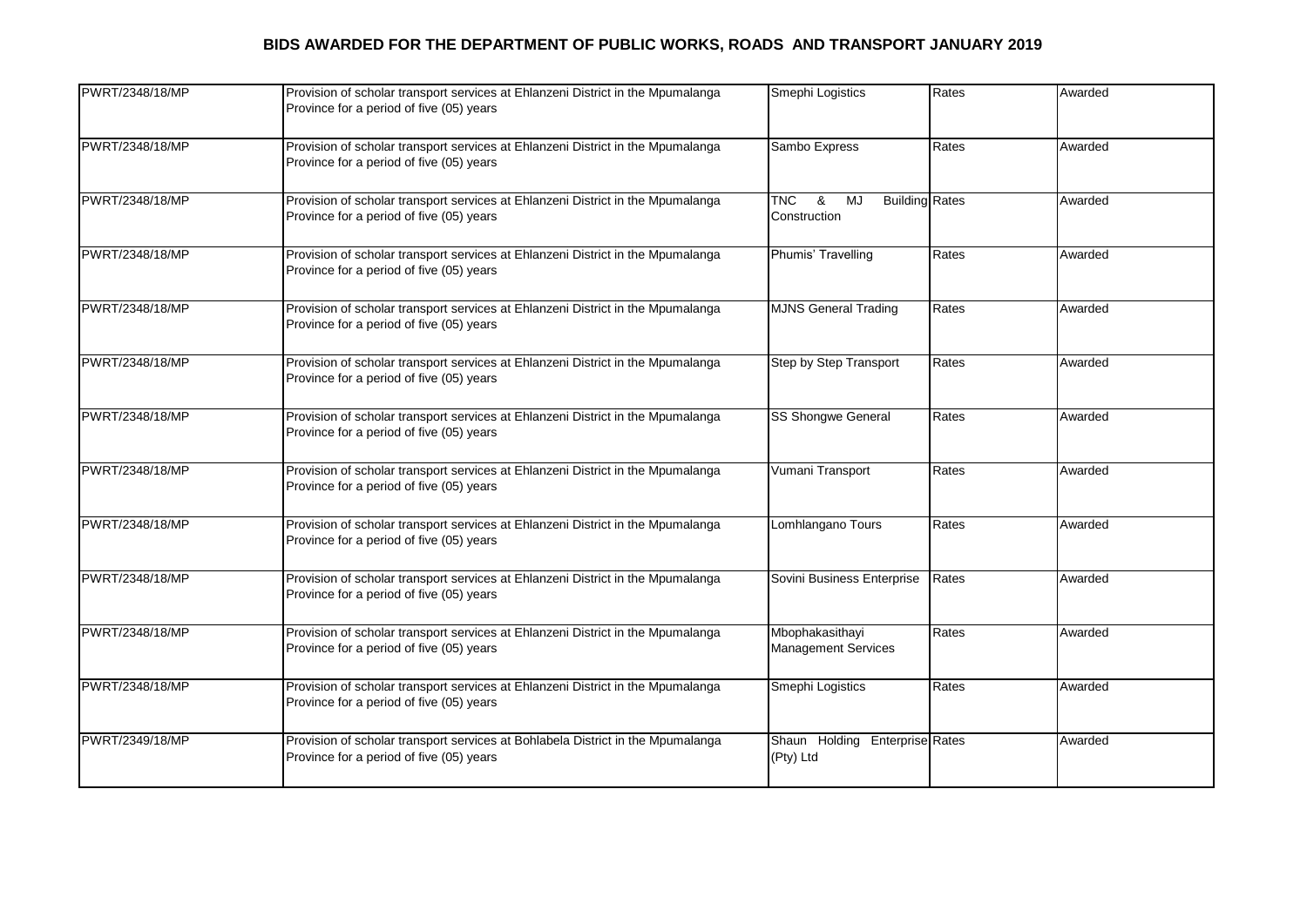# BIDS AWARDED FOR THE DEPARTMENT OF PUBLIC WORKS, ROADS AND TRANSPORT JANUARY 2019

| | | | | |
|---|---|---|---|---|
| PWRT/2348/18/MP | Provision of scholar transport services at Ehlanzeni District in the Mpumalanga Province for a period of five (05) years | Smephi Logistics | Rates | Awarded |
| PWRT/2348/18/MP | Provision of scholar transport services at Ehlanzeni District in the Mpumalanga Province for a period of five (05) years | Sambo Express | Rates | Awarded |
| PWRT/2348/18/MP | Provision of scholar transport services at Ehlanzeni District in the Mpumalanga Province for a period of five (05) years | TNC & MJ Building Construction | Rates | Awarded |
| PWRT/2348/18/MP | Provision of scholar transport services at Ehlanzeni District in the Mpumalanga Province for a period of five (05) years | Phumis' Travelling | Rates | Awarded |
| PWRT/2348/18/MP | Provision of scholar transport services at Ehlanzeni District in the Mpumalanga Province for a period of five (05) years | MJNS General Trading | Rates | Awarded |
| PWRT/2348/18/MP | Provision of scholar transport services at Ehlanzeni District in the Mpumalanga Province for a period of five (05) years | Step by Step Transport | Rates | Awarded |
| PWRT/2348/18/MP | Provision of scholar transport services at Ehlanzeni District in the Mpumalanga Province for a period of five (05) years | SS Shongwe General | Rates | Awarded |
| PWRT/2348/18/MP | Provision of scholar transport services at Ehlanzeni District in the Mpumalanga Province for a period of five (05) years | Vumani Transport | Rates | Awarded |
| PWRT/2348/18/MP | Provision of scholar transport services at Ehlanzeni District in the Mpumalanga Province for a period of five (05) years | Lomhlangano Tours | Rates | Awarded |
| PWRT/2348/18/MP | Provision of scholar transport services at Ehlanzeni District in the Mpumalanga Province for a period of five (05) years | Sovini Business Enterprise | Rates | Awarded |
| PWRT/2348/18/MP | Provision of scholar transport services at Ehlanzeni District in the Mpumalanga Province for a period of five (05) years | Mbophakasithayi Management Services | Rates | Awarded |
| PWRT/2348/18/MP | Provision of scholar transport services at Ehlanzeni District in the Mpumalanga Province for a period of five (05) years | Smephi Logistics | Rates | Awarded |
| PWRT/2349/18/MP | Provision of scholar transport services at Bohlabela District in the Mpumalanga Province for a period of five (05) years | Shaun Holding Enterprise (Pty) Ltd | Rates | Awarded |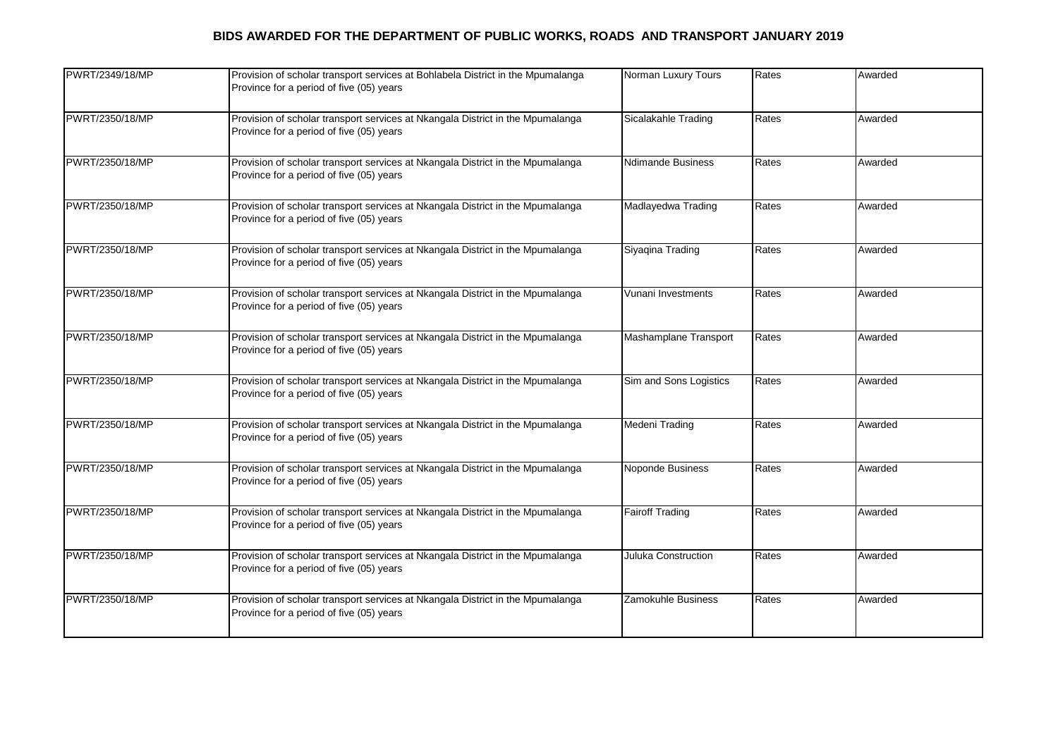# BIDS AWARDED FOR THE DEPARTMENT OF PUBLIC WORKS, ROADS AND TRANSPORT JANUARY 2019

| | | | | |
|---|---|---|---|---|
| PWRT/2349/18/MP | Provision of scholar transport services at Bohlabela District in the Mpumalanga Province for a period of five (05) years | Norman Luxury Tours | Rates | Awarded |
| PWRT/2350/18/MP | Provision of scholar transport services at Nkangala District in the Mpumalanga Province for a period of five (05) years | Sicalakahle Trading | Rates | Awarded |
| PWRT/2350/18/MP | Provision of scholar transport services at Nkangala District in the Mpumalanga Province for a period of five (05) years | Ndimande Business | Rates | Awarded |
| PWRT/2350/18/MP | Provision of scholar transport services at Nkangala District in the Mpumalanga Province for a period of five (05) years | Madlayedwa Trading | Rates | Awarded |
| PWRT/2350/18/MP | Provision of scholar transport services at Nkangala District in the Mpumalanga Province for a period of five (05) years | Siyaqina Trading | Rates | Awarded |
| PWRT/2350/18/MP | Provision of scholar transport services at Nkangala District in the Mpumalanga Province for a period of five (05) years | Vunani Investments | Rates | Awarded |
| PWRT/2350/18/MP | Provision of scholar transport services at Nkangala District in the Mpumalanga Province for a period of five (05) years | Mashamplane Transport | Rates | Awarded |
| PWRT/2350/18/MP | Provision of scholar transport services at Nkangala District in the Mpumalanga Province for a period of five (05) years | Sim and Sons Logistics | Rates | Awarded |
| PWRT/2350/18/MP | Provision of scholar transport services at Nkangala District in the Mpumalanga Province for a period of five (05) years | Medeni Trading | Rates | Awarded |
| PWRT/2350/18/MP | Provision of scholar transport services at Nkangala District in the Mpumalanga Province for a period of five (05) years | Noponde Business | Rates | Awarded |
| PWRT/2350/18/MP | Provision of scholar transport services at Nkangala District in the Mpumalanga Province for a period of five (05) years | Fairoff Trading | Rates | Awarded |
| PWRT/2350/18/MP | Provision of scholar transport services at Nkangala District in the Mpumalanga Province for a period of five (05) years | Juluka Construction | Rates | Awarded |
| PWRT/2350/18/MP | Provision of scholar transport services at Nkangala District in the Mpumalanga Province for a period of five (05) years | Zamokuhle Business | Rates | Awarded |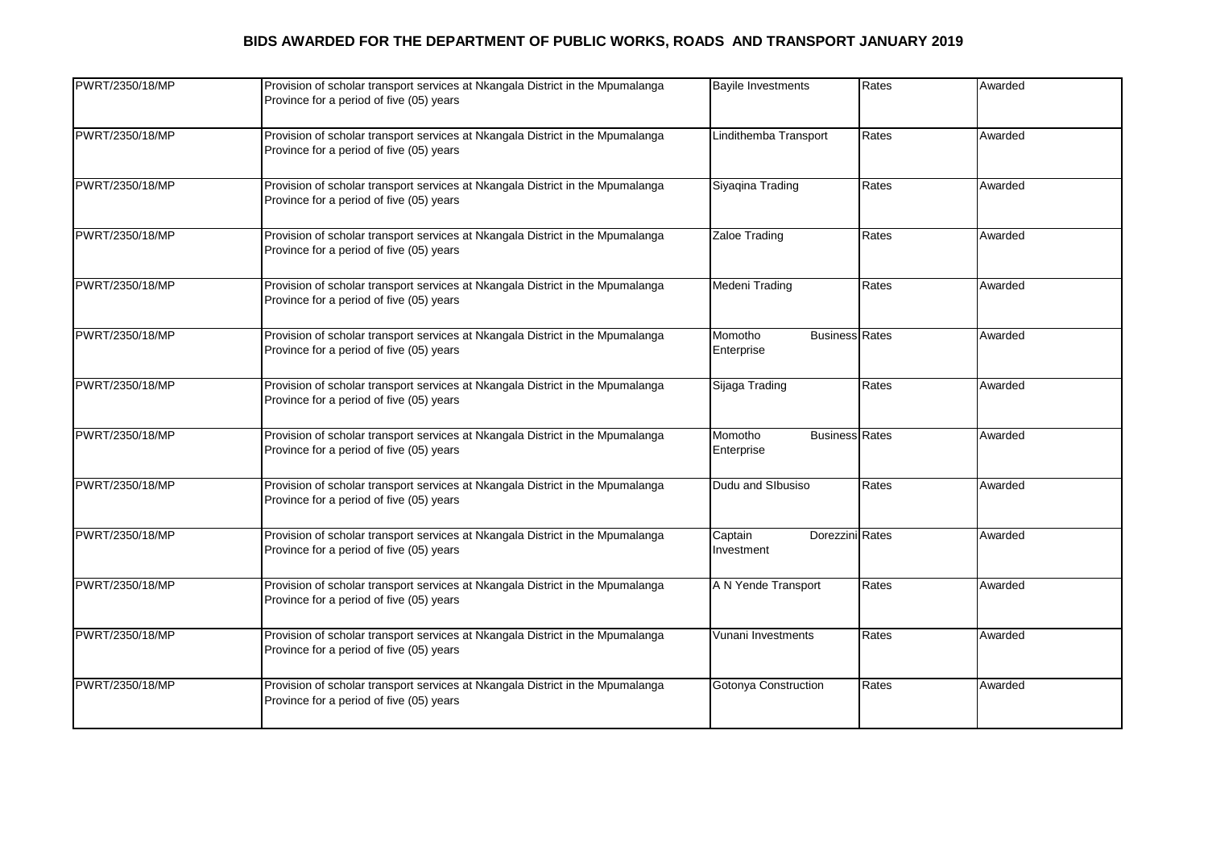## BIDS AWARDED FOR THE DEPARTMENT OF PUBLIC WORKS, ROADS AND TRANSPORT JANUARY 2019

| | | | | |
|---|---|---|---|---|
| PWRT/2350/18/MP | Provision of scholar transport services at Nkangala District in the Mpumalanga Province for a period of five (05) years | Bayile Investments | Rates | Awarded |
| PWRT/2350/18/MP | Provision of scholar transport services at Nkangala District in the Mpumalanga Province for a period of five (05) years | Lindithemba Transport | Rates | Awarded |
| PWRT/2350/18/MP | Provision of scholar transport services at Nkangala District in the Mpumalanga Province for a period of five (05) years | Siyaqina Trading | Rates | Awarded |
| PWRT/2350/18/MP | Provision of scholar transport services at Nkangala District in the Mpumalanga Province for a period of five (05) years | Zaloe Trading | Rates | Awarded |
| PWRT/2350/18/MP | Provision of scholar transport services at Nkangala District in the Mpumalanga Province for a period of five (05) years | Medeni Trading | Rates | Awarded |
| PWRT/2350/18/MP | Provision of scholar transport services at Nkangala District in the Mpumalanga Province for a period of five (05) years | Momotho Business Enterprise | Rates | Awarded |
| PWRT/2350/18/MP | Provision of scholar transport services at Nkangala District in the Mpumalanga Province for a period of five (05) years | Sijaga Trading | Rates | Awarded |
| PWRT/2350/18/MP | Provision of scholar transport services at Nkangala District in the Mpumalanga Province for a period of five (05) years | Momotho Business Enterprise | Rates | Awarded |
| PWRT/2350/18/MP | Provision of scholar transport services at Nkangala District in the Mpumalanga Province for a period of five (05) years | Dudu and SIbusiso | Rates | Awarded |
| PWRT/2350/18/MP | Provision of scholar transport services at Nkangala District in the Mpumalanga Province for a period of five (05) years | Captain Dorezzini Investment | Rates | Awarded |
| PWRT/2350/18/MP | Provision of scholar transport services at Nkangala District in the Mpumalanga Province for a period of five (05) years | A N Yende Transport | Rates | Awarded |
| PWRT/2350/18/MP | Provision of scholar transport services at Nkangala District in the Mpumalanga Province for a period of five (05) years | Vunani Investments | Rates | Awarded |
| PWRT/2350/18/MP | Provision of scholar transport services at Nkangala District in the Mpumalanga Province for a period of five (05) years | Gotonya Construction | Rates | Awarded |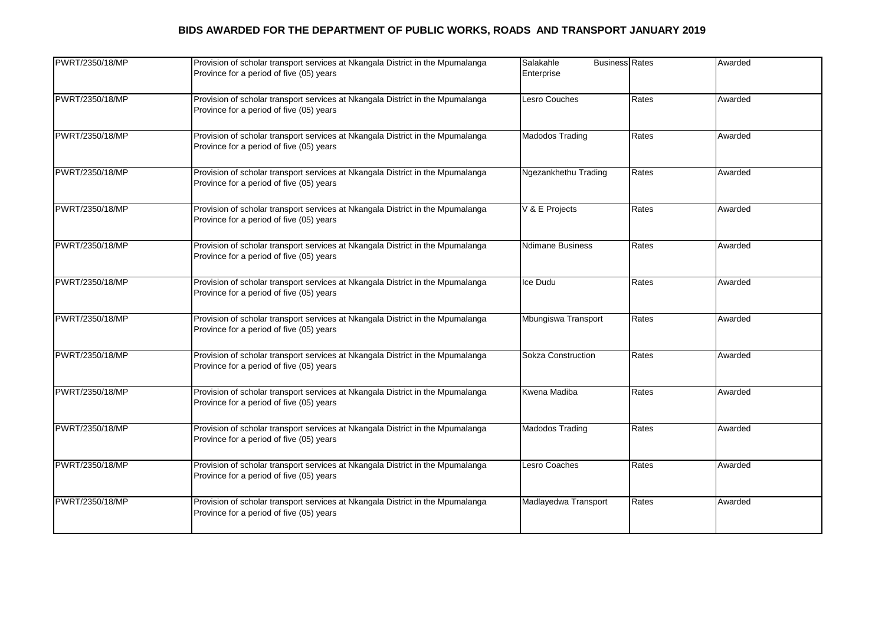## BIDS AWARDED FOR THE DEPARTMENT OF PUBLIC WORKS, ROADS AND TRANSPORT JANUARY 2019

| | | | | |
|---|---|---|---|---|
| PWRT/2350/18/MP | Provision of scholar transport services at Nkangala District in the Mpumalanga Province for a period of five (05) years | Salakahle Business Enterprise | Rates | Awarded |
| PWRT/2350/18/MP | Provision of scholar transport services at Nkangala District in the Mpumalanga Province for a period of five (05) years | Lesro Couches | Rates | Awarded |
| PWRT/2350/18/MP | Provision of scholar transport services at Nkangala District in the Mpumalanga Province for a period of five (05) years | Madodos Trading | Rates | Awarded |
| PWRT/2350/18/MP | Provision of scholar transport services at Nkangala District in the Mpumalanga Province for a period of five (05) years | Ngezankhethu Trading | Rates | Awarded |
| PWRT/2350/18/MP | Provision of scholar transport services at Nkangala District in the Mpumalanga Province for a period of five (05) years | V & E Projects | Rates | Awarded |
| PWRT/2350/18/MP | Provision of scholar transport services at Nkangala District in the Mpumalanga Province for a period of five (05) years | Ndimane Business | Rates | Awarded |
| PWRT/2350/18/MP | Provision of scholar transport services at Nkangala District in the Mpumalanga Province for a period of five (05) years | Ice Dudu | Rates | Awarded |
| PWRT/2350/18/MP | Provision of scholar transport services at Nkangala District in the Mpumalanga Province for a period of five (05) years | Mbungiswa Transport | Rates | Awarded |
| PWRT/2350/18/MP | Provision of scholar transport services at Nkangala District in the Mpumalanga Province for a period of five (05) years | Sokza Construction | Rates | Awarded |
| PWRT/2350/18/MP | Provision of scholar transport services at Nkangala District in the Mpumalanga Province for a period of five (05) years | Kwena Madiba | Rates | Awarded |
| PWRT/2350/18/MP | Provision of scholar transport services at Nkangala District in the Mpumalanga Province for a period of five (05) years | Madodos Trading | Rates | Awarded |
| PWRT/2350/18/MP | Provision of scholar transport services at Nkangala District in the Mpumalanga Province for a period of five (05) years | Lesro Coaches | Rates | Awarded |
| PWRT/2350/18/MP | Provision of scholar transport services at Nkangala District in the Mpumalanga Province for a period of five (05) years | Madlayedwa Transport | Rates | Awarded |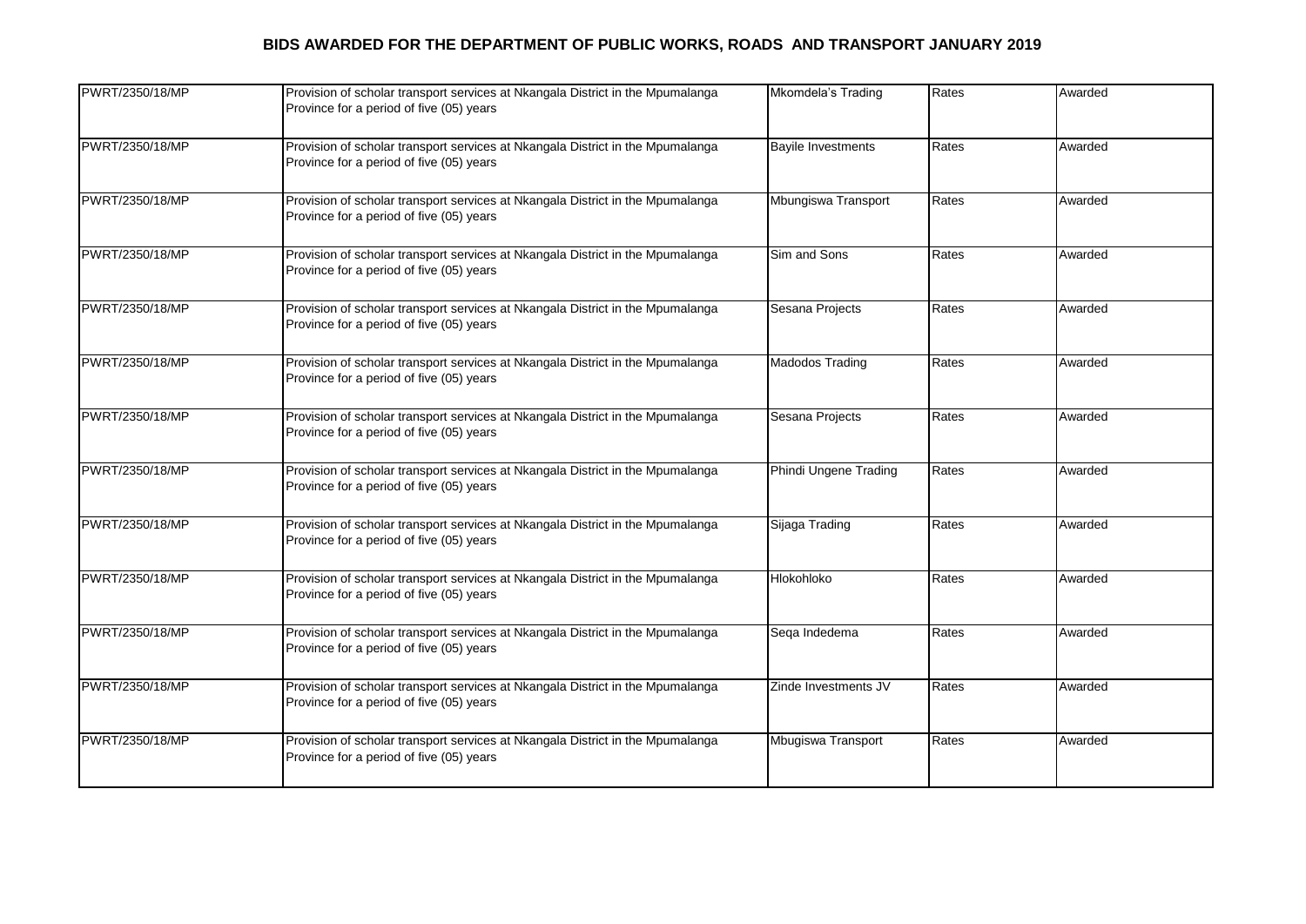**BIDS AWARDED FOR THE DEPARTMENT OF PUBLIC WORKS, ROADS AND TRANSPORT JANUARY 2019**

| | | | | |
|---|---|---|---|---|
| PWRT/2350/18/MP | Provision of scholar transport services at Nkangala District in the Mpumalanga Province for a period of five (05) years | Mkomdela's Trading | Rates | Awarded |
| PWRT/2350/18/MP | Provision of scholar transport services at Nkangala District in the Mpumalanga Province for a period of five (05) years | Bayile Investments | Rates | Awarded |
| PWRT/2350/18/MP | Provision of scholar transport services at Nkangala District in the Mpumalanga Province for a period of five (05) years | Mbungiswa Transport | Rates | Awarded |
| PWRT/2350/18/MP | Provision of scholar transport services at Nkangala District in the Mpumalanga Province for a period of five (05) years | Sim and Sons | Rates | Awarded |
| PWRT/2350/18/MP | Provision of scholar transport services at Nkangala District in the Mpumalanga Province for a period of five (05) years | Sesana Projects | Rates | Awarded |
| PWRT/2350/18/MP | Provision of scholar transport services at Nkangala District in the Mpumalanga Province for a period of five (05) years | Madodos Trading | Rates | Awarded |
| PWRT/2350/18/MP | Provision of scholar transport services at Nkangala District in the Mpumalanga Province for a period of five (05) years | Sesana Projects | Rates | Awarded |
| PWRT/2350/18/MP | Provision of scholar transport services at Nkangala District in the Mpumalanga Province for a period of five (05) years | Phindi Ungene Trading | Rates | Awarded |
| PWRT/2350/18/MP | Provision of scholar transport services at Nkangala District in the Mpumalanga Province for a period of five (05) years | Sijaga Trading | Rates | Awarded |
| PWRT/2350/18/MP | Provision of scholar transport services at Nkangala District in the Mpumalanga Province for a period of five (05) years | Hlokohloko | Rates | Awarded |
| PWRT/2350/18/MP | Provision of scholar transport services at Nkangala District in the Mpumalanga Province for a period of five (05) years | Seqa Indedema | Rates | Awarded |
| PWRT/2350/18/MP | Provision of scholar transport services at Nkangala District in the Mpumalanga Province for a period of five (05) years | Zinde Investments JV | Rates | Awarded |
| PWRT/2350/18/MP | Provision of scholar transport services at Nkangala District in the Mpumalanga Province for a period of five (05) years | Mbugiswa Transport | Rates | Awarded |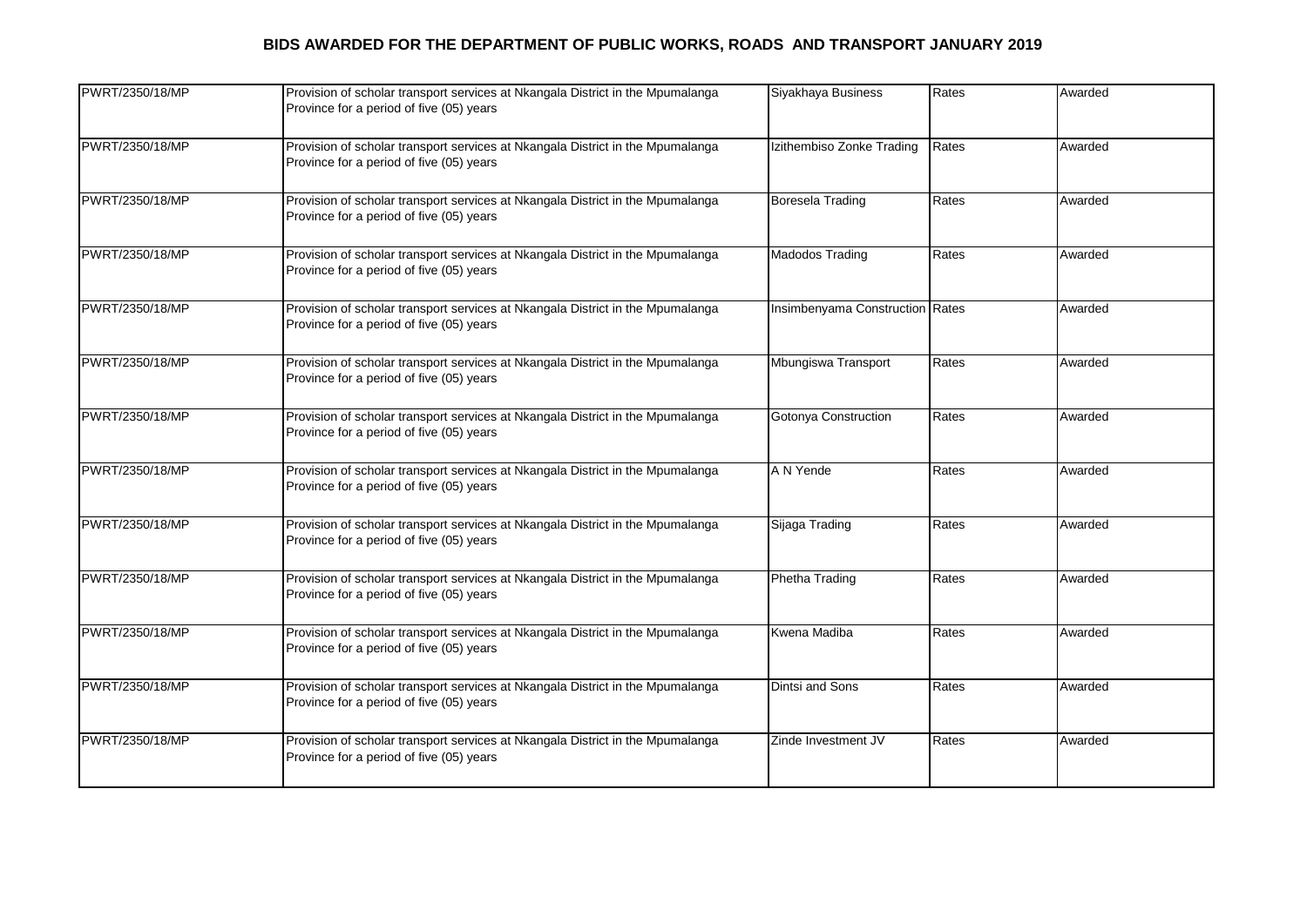# BIDS AWARDED FOR THE DEPARTMENT OF PUBLIC WORKS, ROADS AND TRANSPORT JANUARY 2019

| | | | | |
|---|---|---|---|---|
| PWRT/2350/18/MP | Provision of scholar transport services at Nkangala District in the Mpumalanga Province for a period of five (05) years | Siyakhaya Business | Rates | Awarded |
| PWRT/2350/18/MP | Provision of scholar transport services at Nkangala District in the Mpumalanga Province for a period of five (05) years | Izithembiso Zonke Trading | Rates | Awarded |
| PWRT/2350/18/MP | Provision of scholar transport services at Nkangala District in the Mpumalanga Province for a period of five (05) years | Boresela Trading | Rates | Awarded |
| PWRT/2350/18/MP | Provision of scholar transport services at Nkangala District in the Mpumalanga Province for a period of five (05) years | Madodos Trading | Rates | Awarded |
| PWRT/2350/18/MP | Provision of scholar transport services at Nkangala District in the Mpumalanga Province for a period of five (05) years | Insimbenyama Construction | Rates | Awarded |
| PWRT/2350/18/MP | Provision of scholar transport services at Nkangala District in the Mpumalanga Province for a period of five (05) years | Mbungiswa Transport | Rates | Awarded |
| PWRT/2350/18/MP | Provision of scholar transport services at Nkangala District in the Mpumalanga Province for a period of five (05) years | Gotonya Construction | Rates | Awarded |
| PWRT/2350/18/MP | Provision of scholar transport services at Nkangala District in the Mpumalanga Province for a period of five (05) years | A N Yende | Rates | Awarded |
| PWRT/2350/18/MP | Provision of scholar transport services at Nkangala District in the Mpumalanga Province for a period of five (05) years | Sijaga Trading | Rates | Awarded |
| PWRT/2350/18/MP | Provision of scholar transport services at Nkangala District in the Mpumalanga Province for a period of five (05) years | Phetha Trading | Rates | Awarded |
| PWRT/2350/18/MP | Provision of scholar transport services at Nkangala District in the Mpumalanga Province for a period of five (05) years | Kwena Madiba | Rates | Awarded |
| PWRT/2350/18/MP | Provision of scholar transport services at Nkangala District in the Mpumalanga Province for a period of five (05) years | Dintsi and Sons | Rates | Awarded |
| PWRT/2350/18/MP | Provision of scholar transport services at Nkangala District in the Mpumalanga Province for a period of five (05) years | Zinde Investment JV | Rates | Awarded |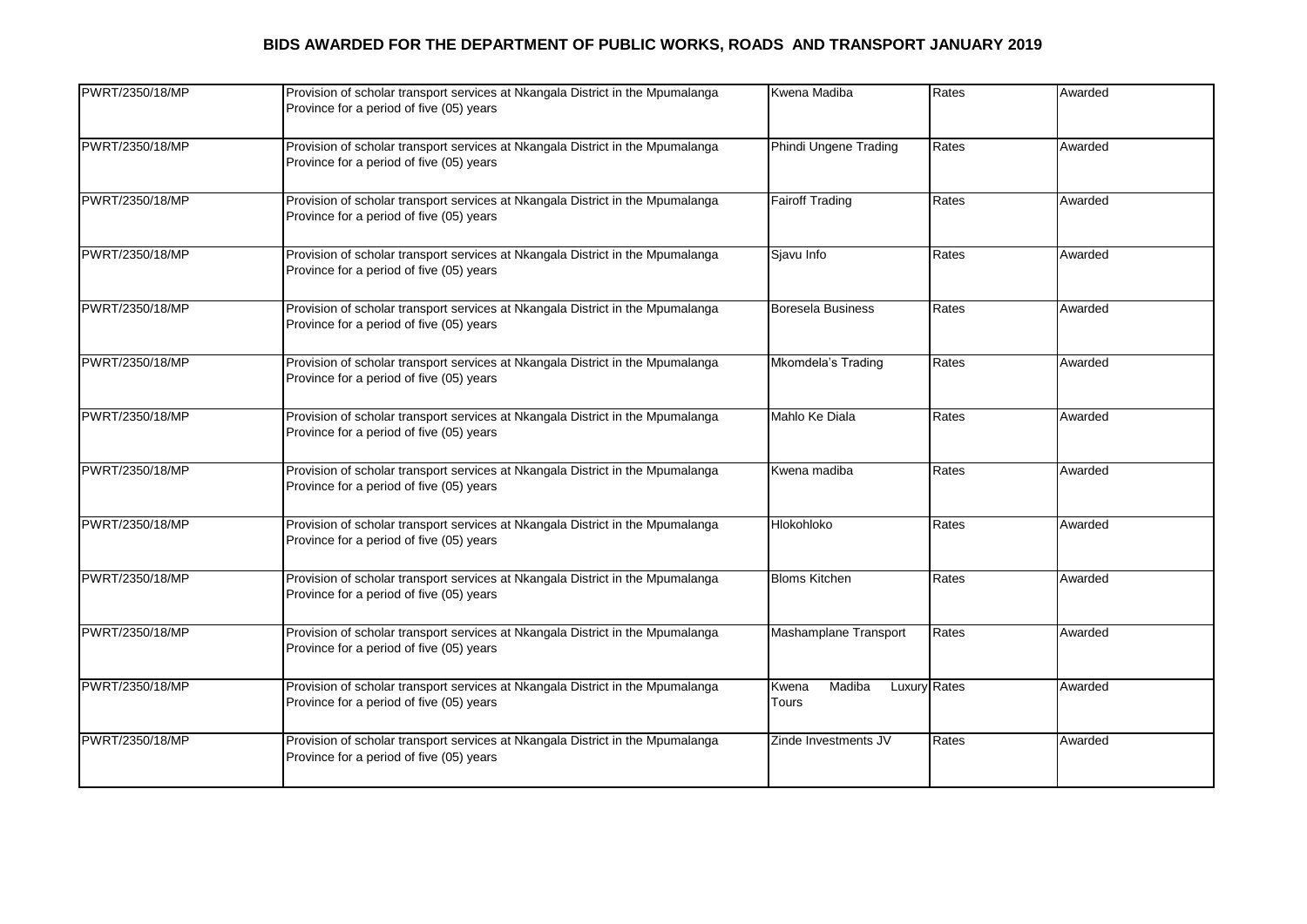# BIDS AWARDED FOR THE DEPARTMENT OF PUBLIC WORKS, ROADS AND TRANSPORT JANUARY 2019

| | | | | |
|---|---|---|---|---|
| PWRT/2350/18/MP | Provision of scholar transport services at Nkangala District in the Mpumalanga Province for a period of five (05) years | Kwena Madiba | Rates | Awarded |
| PWRT/2350/18/MP | Provision of scholar transport services at Nkangala District in the Mpumalanga Province for a period of five (05) years | Phindi Ungene Trading | Rates | Awarded |
| PWRT/2350/18/MP | Provision of scholar transport services at Nkangala District in the Mpumalanga Province for a period of five (05) years | Fairoff Trading | Rates | Awarded |
| PWRT/2350/18/MP | Provision of scholar transport services at Nkangala District in the Mpumalanga Province for a period of five (05) years | Sjavu Info | Rates | Awarded |
| PWRT/2350/18/MP | Provision of scholar transport services at Nkangala District in the Mpumalanga Province for a period of five (05) years | Boresela Business | Rates | Awarded |
| PWRT/2350/18/MP | Provision of scholar transport services at Nkangala District in the Mpumalanga Province for a period of five (05) years | Mkomdela's Trading | Rates | Awarded |
| PWRT/2350/18/MP | Provision of scholar transport services at Nkangala District in the Mpumalanga Province for a period of five (05) years | Mahlo Ke Diala | Rates | Awarded |
| PWRT/2350/18/MP | Provision of scholar transport services at Nkangala District in the Mpumalanga Province for a period of five (05) years | Kwena madiba | Rates | Awarded |
| PWRT/2350/18/MP | Provision of scholar transport services at Nkangala District in the Mpumalanga Province for a period of five (05) years | Hlokohloko | Rates | Awarded |
| PWRT/2350/18/MP | Provision of scholar transport services at Nkangala District in the Mpumalanga Province for a period of five (05) years | Bloms Kitchen | Rates | Awarded |
| PWRT/2350/18/MP | Provision of scholar transport services at Nkangala District in the Mpumalanga Province for a period of five (05) years | Mashamplane Transport | Rates | Awarded |
| PWRT/2350/18/MP | Provision of scholar transport services at Nkangala District in the Mpumalanga Province for a period of five (05) years | Kwena Madiba Luxury Tours | Rates | Awarded |
| PWRT/2350/18/MP | Provision of scholar transport services at Nkangala District in the Mpumalanga Province for a period of five (05) years | Zinde Investments JV | Rates | Awarded |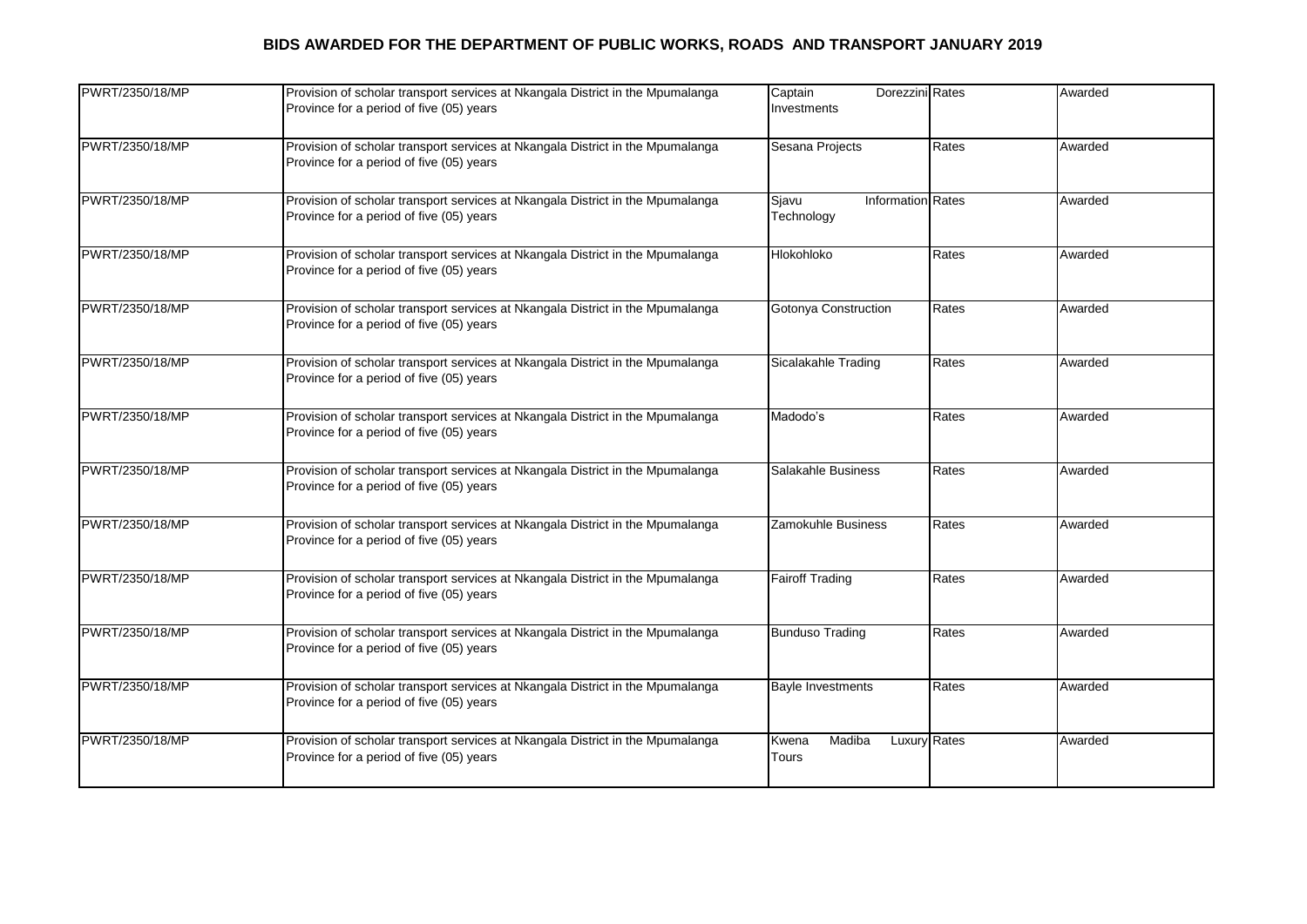## BIDS AWARDED FOR THE DEPARTMENT OF PUBLIC WORKS, ROADS AND TRANSPORT JANUARY 2019

| | | | | |
|---|---|---|---|---|
| PWRT/2350/18/MP | Provision of scholar transport services at Nkangala District in the Mpumalanga Province for a period of five (05) years | Captain Dorezzini Investments | Rates | Awarded |
| PWRT/2350/18/MP | Provision of scholar transport services at Nkangala District in the Mpumalanga Province for a period of five (05) years | Sesana Projects | Rates | Awarded |
| PWRT/2350/18/MP | Provision of scholar transport services at Nkangala District in the Mpumalanga Province for a period of five (05) years | Sjavu Information Technology | Rates | Awarded |
| PWRT/2350/18/MP | Provision of scholar transport services at Nkangala District in the Mpumalanga Province for a period of five (05) years | Hlokohloko | Rates | Awarded |
| PWRT/2350/18/MP | Provision of scholar transport services at Nkangala District in the Mpumalanga Province for a period of five (05) years | Gotonya Construction | Rates | Awarded |
| PWRT/2350/18/MP | Provision of scholar transport services at Nkangala District in the Mpumalanga Province for a period of five (05) years | Sicalakahle Trading | Rates | Awarded |
| PWRT/2350/18/MP | Provision of scholar transport services at Nkangala District in the Mpumalanga Province for a period of five (05) years | Madodo's | Rates | Awarded |
| PWRT/2350/18/MP | Provision of scholar transport services at Nkangala District in the Mpumalanga Province for a period of five (05) years | Salakahle Business | Rates | Awarded |
| PWRT/2350/18/MP | Provision of scholar transport services at Nkangala District in the Mpumalanga Province for a period of five (05) years | Zamokuhle Business | Rates | Awarded |
| PWRT/2350/18/MP | Provision of scholar transport services at Nkangala District in the Mpumalanga Province for a period of five (05) years | Fairoff Trading | Rates | Awarded |
| PWRT/2350/18/MP | Provision of scholar transport services at Nkangala District in the Mpumalanga Province for a period of five (05) years | Bunduso Trading | Rates | Awarded |
| PWRT/2350/18/MP | Provision of scholar transport services at Nkangala District in the Mpumalanga Province for a period of five (05) years | Bayle Investments | Rates | Awarded |
| PWRT/2350/18/MP | Provision of scholar transport services at Nkangala District in the Mpumalanga Province for a period of five (05) years | Kwena Madiba Luxury Tours | Rates | Awarded |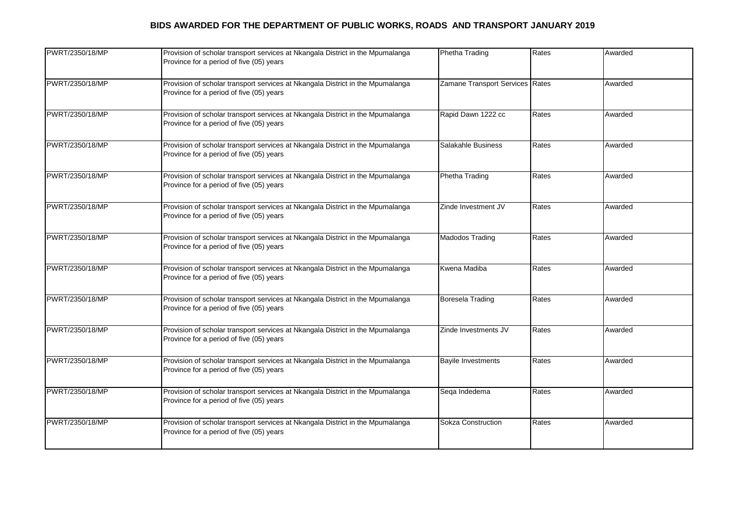# BIDS AWARDED FOR THE DEPARTMENT OF PUBLIC WORKS, ROADS AND TRANSPORT JANUARY 2019

| PWRT/2350/18/MP | Provision of scholar transport services at Nkangala District in the Mpumalanga Province for a period of five (05) years | Phetha Trading | Rates | Awarded |
|---|---|---|---|---|
| PWRT/2350/18/MP | Provision of scholar transport services at Nkangala District in the Mpumalanga Province for a period of five (05) years | Zamane Transport Services | Rates | Awarded |
| PWRT/2350/18/MP | Provision of scholar transport services at Nkangala District in the Mpumalanga Province for a period of five (05) years | Rapid Dawn 1222 cc | Rates | Awarded |
| PWRT/2350/18/MP | Provision of scholar transport services at Nkangala District in the Mpumalanga Province for a period of five (05) years | Salakahle Business | Rates | Awarded |
| PWRT/2350/18/MP | Provision of scholar transport services at Nkangala District in the Mpumalanga Province for a period of five (05) years | Phetha Trading | Rates | Awarded |
| PWRT/2350/18/MP | Provision of scholar transport services at Nkangala District in the Mpumalanga Province for a period of five (05) years | Zinde Investment JV | Rates | Awarded |
| PWRT/2350/18/MP | Provision of scholar transport services at Nkangala District in the Mpumalanga Province for a period of five (05) years | Madodos Trading | Rates | Awarded |
| PWRT/2350/18/MP | Provision of scholar transport services at Nkangala District in the Mpumalanga Province for a period of five (05) years | Kwena Madiba | Rates | Awarded |
| PWRT/2350/18/MP | Provision of scholar transport services at Nkangala District in the Mpumalanga Province for a period of five (05) years | Boresela Trading | Rates | Awarded |
| PWRT/2350/18/MP | Provision of scholar transport services at Nkangala District in the Mpumalanga Province for a period of five (05) years | Zinde Investments JV | Rates | Awarded |
| PWRT/2350/18/MP | Provision of scholar transport services at Nkangala District in the Mpumalanga Province for a period of five (05) years | Bayile Investments | Rates | Awarded |
| PWRT/2350/18/MP | Provision of scholar transport services at Nkangala District in the Mpumalanga Province for a period of five (05) years | Seqa Indedema | Rates | Awarded |
| PWRT/2350/18/MP | Provision of scholar transport services at Nkangala District in the Mpumalanga Province for a period of five (05) years | Sokza Construction | Rates | Awarded |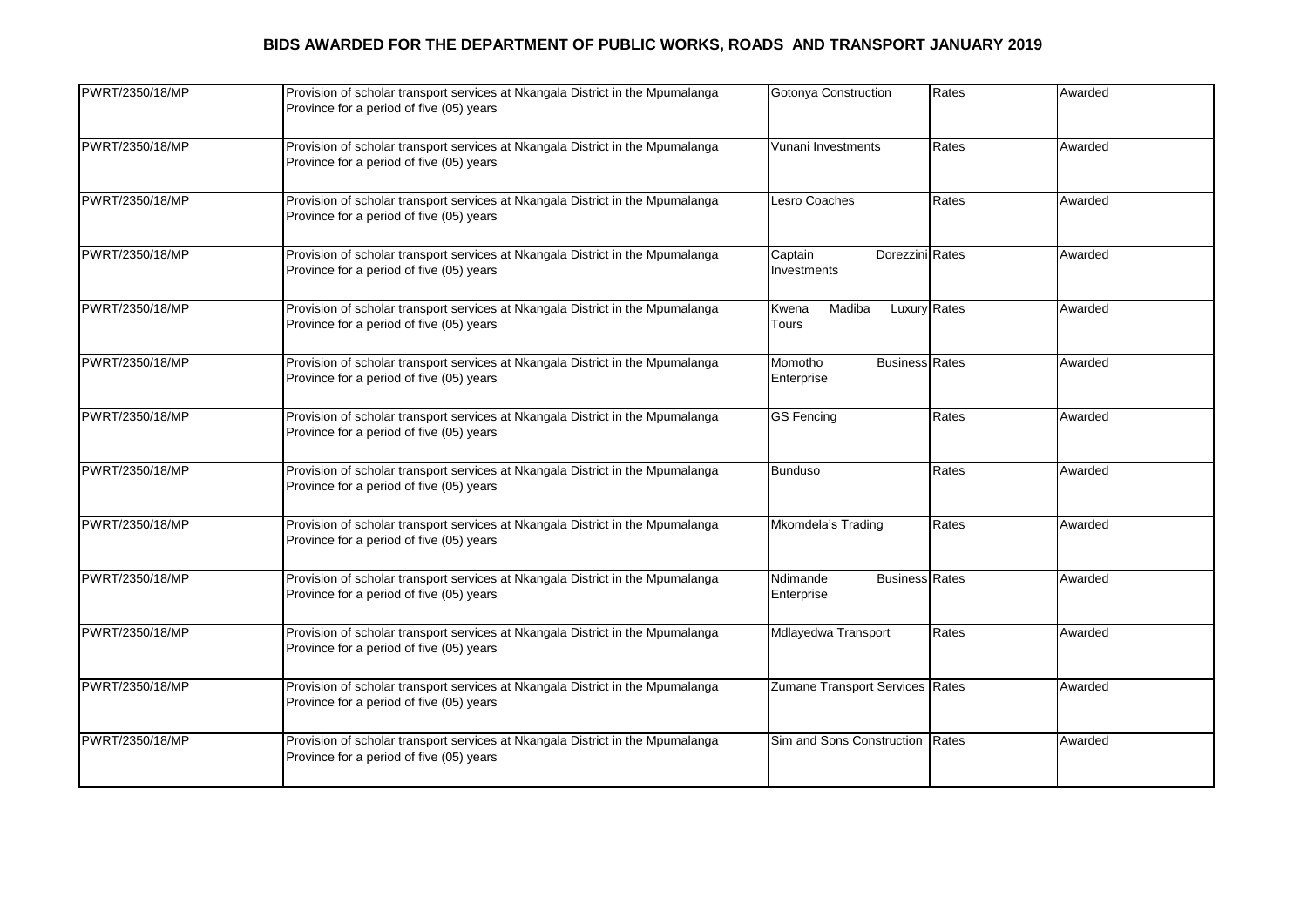# BIDS AWARDED FOR THE DEPARTMENT OF PUBLIC WORKS, ROADS AND TRANSPORT JANUARY 2019

| | | | | |
|---|---|---|---|---|
| PWRT/2350/18/MP | Provision of scholar transport services at Nkangala District in the Mpumalanga Province for a period of five (05) years | Gotonya Construction | Rates | Awarded |
| PWRT/2350/18/MP | Provision of scholar transport services at Nkangala District in the Mpumalanga Province for a period of five (05) years | Vunani Investments | Rates | Awarded |
| PWRT/2350/18/MP | Provision of scholar transport services at Nkangala District in the Mpumalanga Province for a period of five (05) years | Lesro Coaches | Rates | Awarded |
| PWRT/2350/18/MP | Provision of scholar transport services at Nkangala District in the Mpumalanga Province for a period of five (05) years | Captain Dorezzini Investments | Rates | Awarded |
| PWRT/2350/18/MP | Provision of scholar transport services at Nkangala District in the Mpumalanga Province for a period of five (05) years | Kwena Madiba Luxury Tours | Rates | Awarded |
| PWRT/2350/18/MP | Provision of scholar transport services at Nkangala District in the Mpumalanga Province for a period of five (05) years | Momotho Business Enterprise | Rates | Awarded |
| PWRT/2350/18/MP | Provision of scholar transport services at Nkangala District in the Mpumalanga Province for a period of five (05) years | GS Fencing | Rates | Awarded |
| PWRT/2350/18/MP | Provision of scholar transport services at Nkangala District in the Mpumalanga Province for a period of five (05) years | Bunduso | Rates | Awarded |
| PWRT/2350/18/MP | Provision of scholar transport services at Nkangala District in the Mpumalanga Province for a period of five (05) years | Mkomdela's Trading | Rates | Awarded |
| PWRT/2350/18/MP | Provision of scholar transport services at Nkangala District in the Mpumalanga Province for a period of five (05) years | Ndimande Business Enterprise | Rates | Awarded |
| PWRT/2350/18/MP | Provision of scholar transport services at Nkangala District in the Mpumalanga Province for a period of five (05) years | Mdlayedwa Transport | Rates | Awarded |
| PWRT/2350/18/MP | Provision of scholar transport services at Nkangala District in the Mpumalanga Province for a period of five (05) years | Zumane Transport Services | Rates | Awarded |
| PWRT/2350/18/MP | Provision of scholar transport services at Nkangala District in the Mpumalanga Province for a period of five (05) years | Sim and Sons Construction | Rates | Awarded |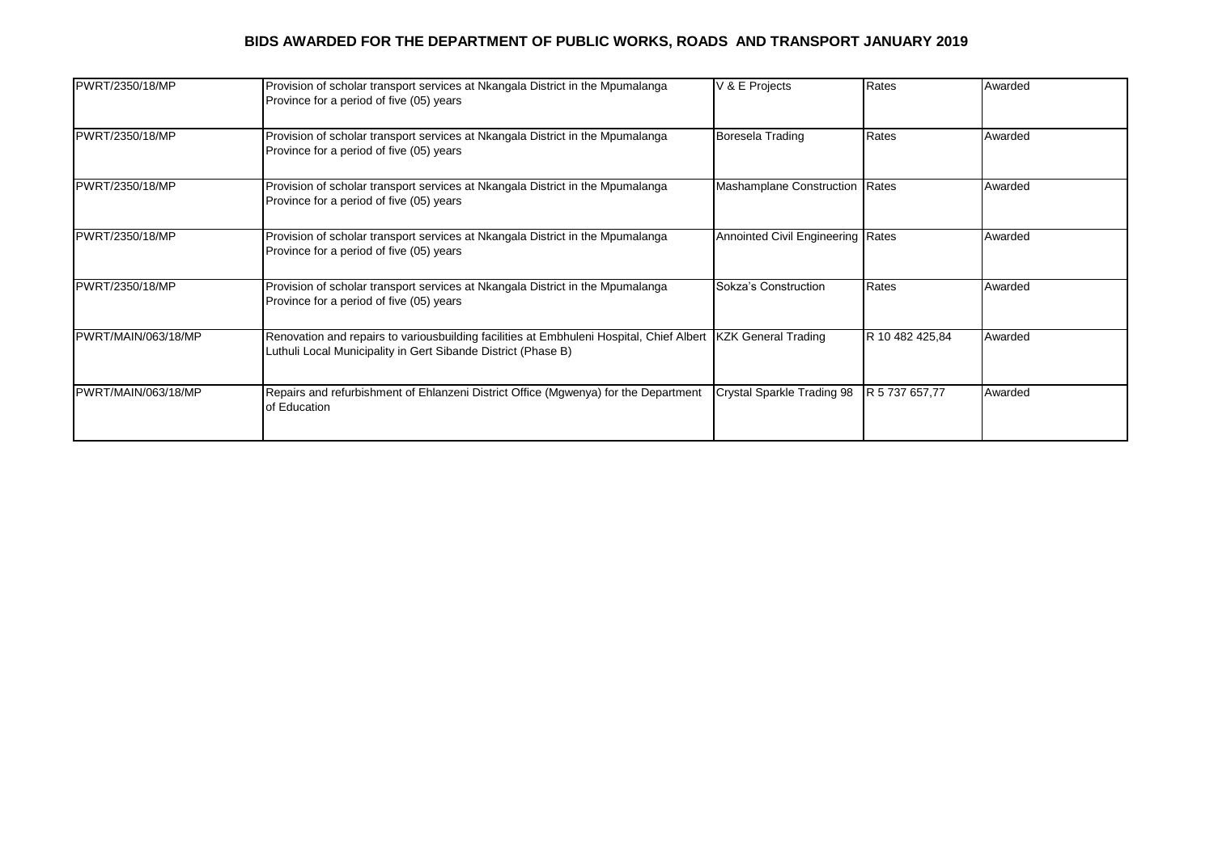**BIDS AWARDED FOR THE DEPARTMENT OF PUBLIC WORKS, ROADS AND TRANSPORT JANUARY 2019**

| | | | | |
|---|---|---|---|---|
| PWRT/2350/18/MP | Provision of scholar transport services at Nkangala District in the Mpumalanga Province for a period of five (05) years | V & E Projects | Rates | Awarded |
| PWRT/2350/18/MP | Provision of scholar transport services at Nkangala District in the Mpumalanga Province for a period of five (05) years | Boresela Trading | Rates | Awarded |
| PWRT/2350/18/MP | Provision of scholar transport services at Nkangala District in the Mpumalanga Province for a period of five (05) years | Mashamplane Construction | Rates | Awarded |
| PWRT/2350/18/MP | Provision of scholar transport services at Nkangala District in the Mpumalanga Province for a period of five (05) years | Annointed Civil Engineering | Rates | Awarded |
| PWRT/2350/18/MP | Provision of scholar transport services at Nkangala District in the Mpumalanga Province for a period of five (05) years | Sokza's Construction | Rates | Awarded |
| PWRT/MAIN/063/18/MP | Renovation and repairs to variousbuilding facilities at Embhuleni Hospital, Chief Albert Luthuli Local Municipality in Gert Sibande District (Phase B) | KZK General Trading | R 10 482 425,84 | Awarded |
| PWRT/MAIN/063/18/MP | Repairs and refurbishment of Ehlanzeni District Office (Mgwenya) for the Department of Education | Crystal Sparkle Trading 98 | R 5 737 657,77 | Awarded |